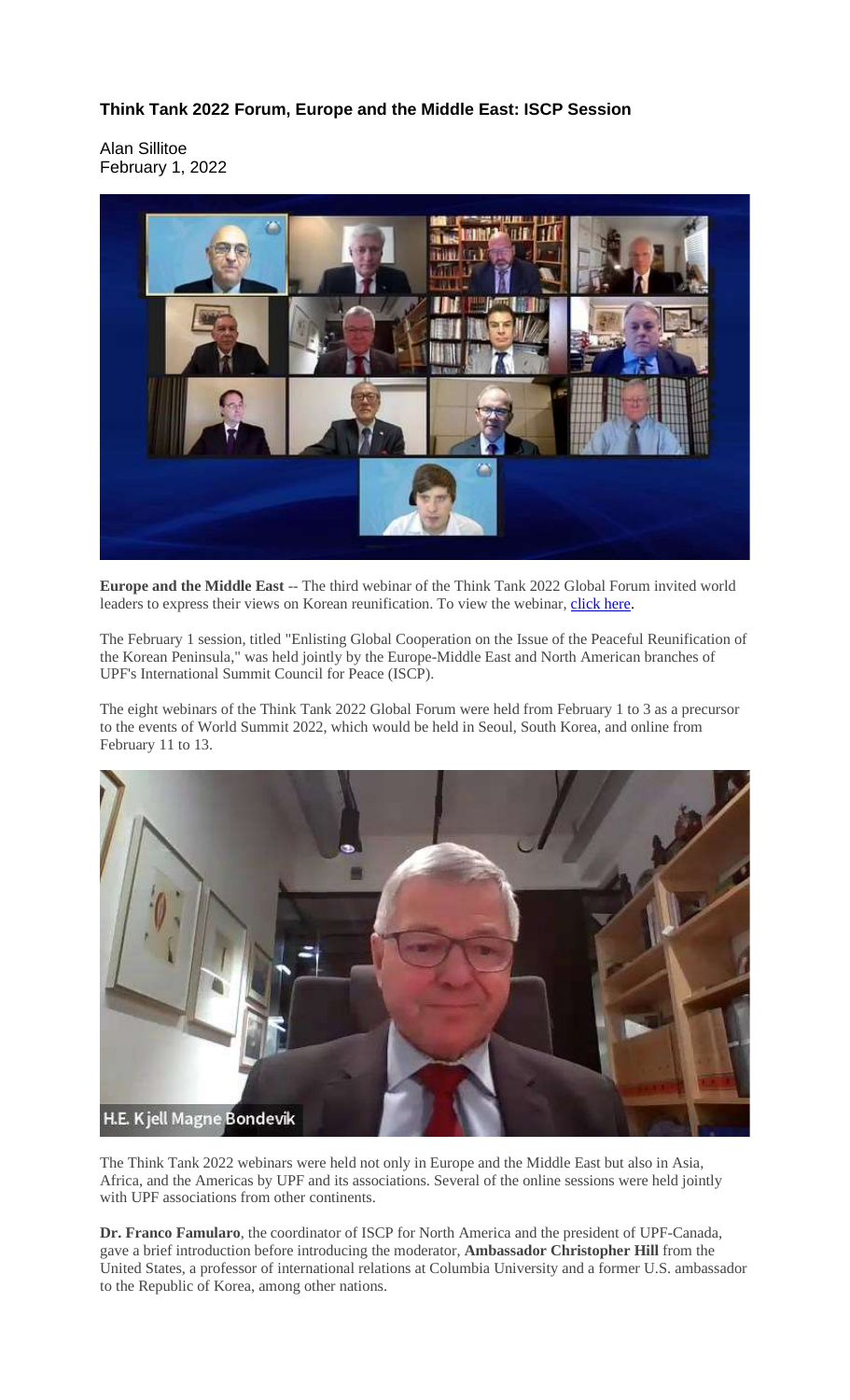**Think Tank 2022 Forum, Europe and the Middle East: ISCP Session**

Alan Sillitoe
February 1, 2022

**Europe and the Middle East** -- The third webinar of the Think Tank 2022 Global Forum invited world leaders to express their views on Korean reunification. To view the webinar, click here.

The February 1 session, titled "Enlisting Global Cooperation on the Issue of the Peaceful Reunification of the Korean Peninsula," was held jointly by the Europe-Middle East and North American branches of UPF's International Summit Council for Peace (ISCP).

The eight webinars of the Think Tank 2022 Global Forum were held from February 1 to 3 as a precursor to the events of World Summit 2022, which would be held in Seoul, South Korea, and online from February 11 to 13.

H.E. Kjell Magne Bondevik

The Think Tank 2022 webinars were held not only in Europe and the Middle East but also in Asia, Africa, and the Americas by UPF and its associations. Several of the online sessions were held jointly with UPF associations from other continents.

**Dr. Franco Famularo**, the coordinator of ISCP for North America and the president of UPF-Canada, gave a brief introduction before introducing the moderator, **Ambassador Christopher Hill** from the United States, a professor of international relations at Columbia University and a former U.S. ambassador to the Republic of Korea, among other nations.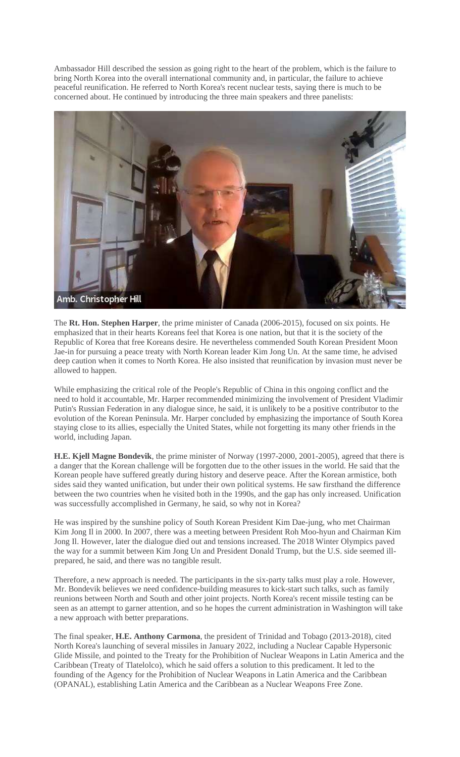Ambassador Hill described the session as going right to the heart of the problem, which is the failure to bring North Korea into the overall international community and, in particular, the failure to achieve peaceful reunification. He referred to North Korea's recent nuclear tests, saying there is much to be concerned about. He continued by introducing the three main speakers and three panelists:

Amb. Christopher Hill

The **Rt. Hon. Stephen Harper**, the prime minister of Canada (2006-2015), focused on six points. He emphasized that in their hearts Koreans feel that Korea is one nation, but that it is the society of the Republic of Korea that free Koreans desire. He nevertheless commended South Korean President Moon Jae-in for pursuing a peace treaty with North Korean leader Kim Jong Un. At the same time, he advised deep caution when it comes to North Korea. He also insisted that reunification by invasion must never be allowed to happen.

While emphasizing the critical role of the People's Republic of China in this ongoing conflict and the need to hold it accountable, Mr. Harper recommended minimizing the involvement of President Vladimir Putin's Russian Federation in any dialogue since, he said, it is unlikely to be a positive contributor to the evolution of the Korean Peninsula. Mr. Harper concluded by emphasizing the importance of South Korea staying close to its allies, especially the United States, while not forgetting its many other friends in the world, including Japan.

**H.E. Kjell Magne Bondevik**, the prime minister of Norway (1997-2000, 2001-2005), agreed that there is a danger that the Korean challenge will be forgotten due to the other issues in the world. He said that the Korean people have suffered greatly during history and deserve peace. After the Korean armistice, both sides said they wanted unification, but under their own political systems. He saw firsthand the difference between the two countries when he visited both in the 1990s, and the gap has only increased. Unification was successfully accomplished in Germany, he said, so why not in Korea?

He was inspired by the sunshine policy of South Korean President Kim Dae-jung, who met Chairman Kim Jong Il in 2000. In 2007, there was a meeting between President Roh Moo-hyun and Chairman Kim Jong Il. However, later the dialogue died out and tensions increased. The 2018 Winter Olympics paved the way for a summit between Kim Jong Un and President Donald Trump, but the U.S. side seemed ill-prepared, he said, and there was no tangible result.

Therefore, a new approach is needed. The participants in the six-party talks must play a role. However, Mr. Bondevik believes we need confidence-building measures to kick-start such talks, such as family reunions between North and South and other joint projects. North Korea's recent missile testing can be seen as an attempt to garner attention, and so he hopes the current administration in Washington will take a new approach with better preparations.

The final speaker, **H.E. Anthony Carmona**, the president of Trinidad and Tobago (2013-2018), cited North Korea's launching of several missiles in January 2022, including a Nuclear Capable Hypersonic Glide Missile, and pointed to the Treaty for the Prohibition of Nuclear Weapons in Latin America and the Caribbean (Treaty of Tlatelolco), which he said offers a solution to this predicament. It led to the founding of the Agency for the Prohibition of Nuclear Weapons in Latin America and the Caribbean (OPANAL), establishing Latin America and the Caribbean as a Nuclear Weapons Free Zone.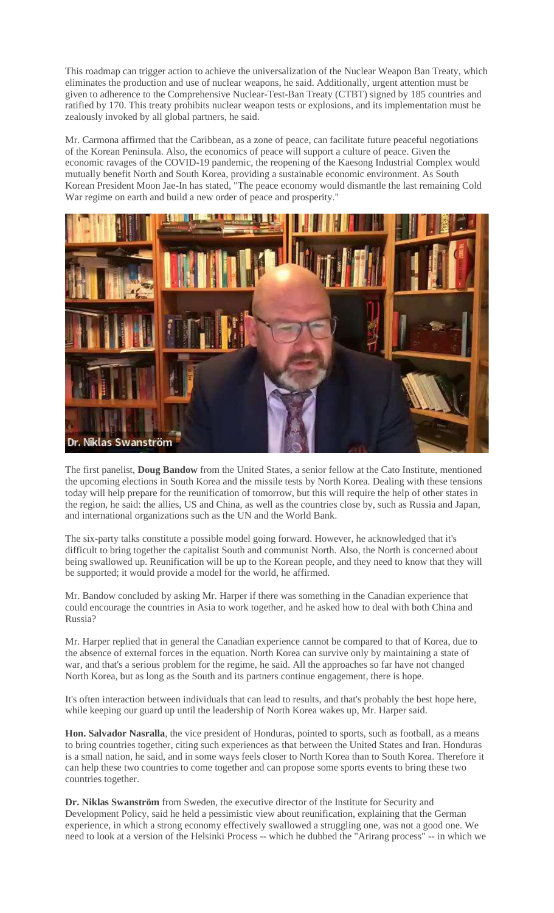This roadmap can trigger action to achieve the universalization of the Nuclear Weapon Ban Treaty, which eliminates the production and use of nuclear weapons, he said. Additionally, urgent attention must be given to adherence to the Comprehensive Nuclear-Test-Ban Treaty (CTBT) signed by 185 countries and ratified by 170. This treaty prohibits nuclear weapon tests or explosions, and its implementation must be zealously invoked by all global partners, he said.

Mr. Carmona affirmed that the Caribbean, as a zone of peace, can facilitate future peaceful negotiations of the Korean Peninsula. Also, the economics of peace will support a culture of peace. Given the economic ravages of the COVID-19 pandemic, the reopening of the Kaesong Industrial Complex would mutually benefit North and South Korea, providing a sustainable economic environment. As South Korean President Moon Jae-In has stated, "The peace economy would dismantle the last remaining Cold War regime on earth and build a new order of peace and prosperity."

Dr. Niklas Swanström

The first panelist, **Doug Bandow** from the United States, a senior fellow at the Cato Institute, mentioned the upcoming elections in South Korea and the missile tests by North Korea. Dealing with these tensions today will help prepare for the reunification of tomorrow, but this will require the help of other states in the region, he said: the allies, US and China, as well as the countries close by, such as Russia and Japan, and international organizations such as the UN and the World Bank.

The six-party talks constitute a possible model going forward. However, he acknowledged that it's difficult to bring together the capitalist South and communist North. Also, the North is concerned about being swallowed up. Reunification will be up to the Korean people, and they need to know that they will be supported; it would provide a model for the world, he affirmed.

Mr. Bandow concluded by asking Mr. Harper if there was something in the Canadian experience that could encourage the countries in Asia to work together, and he asked how to deal with both China and Russia?

Mr. Harper replied that in general the Canadian experience cannot be compared to that of Korea, due to the absence of external forces in the equation. North Korea can survive only by maintaining a state of war, and that's a serious problem for the regime, he said. All the approaches so far have not changed North Korea, but as long as the South and its partners continue engagement, there is hope.

It's often interaction between individuals that can lead to results, and that's probably the best hope here, while keeping our guard up until the leadership of North Korea wakes up, Mr. Harper said.

**Hon. Salvador Nasralla**, the vice president of Honduras, pointed to sports, such as football, as a means to bring countries together, citing such experiences as that between the United States and Iran. Honduras is a small nation, he said, and in some ways feels closer to North Korea than to South Korea. Therefore it can help these two countries to come together and can propose some sports events to bring these two countries together.

**Dr. Niklas Swanström** from Sweden, the executive director of the Institute for Security and Development Policy, said he held a pessimistic view about reunification, explaining that the German experience, in which a strong economy effectively swallowed a struggling one, was not a good one. We need to look at a version of the Helsinki Process -- which he dubbed the "Arirang process" -- in which we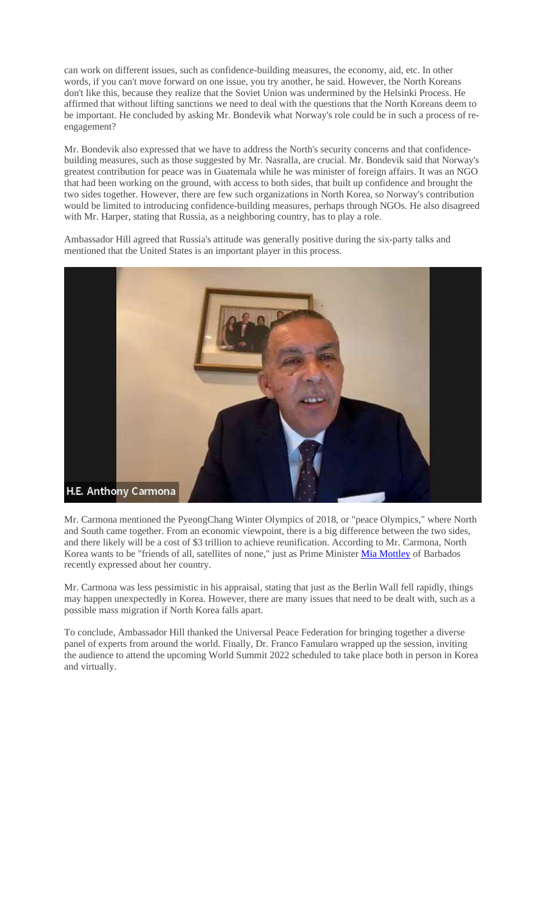can work on different issues, such as confidence-building measures, the economy, aid, etc. In other words, if you can't move forward on one issue, you try another, he said. However, the North Koreans don't like this, because they realize that the Soviet Union was undermined by the Helsinki Process. He affirmed that without lifting sanctions we need to deal with the questions that the North Koreans deem to be important. He concluded by asking Mr. Bondevik what Norway's role could be in such a process of re-engagement?

Mr. Bondevik also expressed that we have to address the North's security concerns and that confidence-building measures, such as those suggested by Mr. Nasralla, are crucial. Mr. Bondevik said that Norway's greatest contribution for peace was in Guatemala while he was minister of foreign affairs. It was an NGO that had been working on the ground, with access to both sides, that built up confidence and brought the two sides together. However, there are few such organizations in North Korea, so Norway's contribution would be limited to introducing confidence-building measures, perhaps through NGOs. He also disagreed with Mr. Harper, stating that Russia, as a neighboring country, has to play a role.

Ambassador Hill agreed that Russia's attitude was generally positive during the six-party talks and mentioned that the United States is an important player in this process.

H.E. Anthony Carmona

Mr. Carmona mentioned the PyeongChang Winter Olympics of 2018, or "peace Olympics," where North and South came together. From an economic viewpoint, there is a big difference between the two sides, and there likely will be a cost of $3 trillion to achieve reunification. According to Mr. Carmona, North Korea wants to be "friends of all, satellites of none," just as Prime Minister Mia Mottley of Barbados recently expressed about her country.

Mr. Carmona was less pessimistic in his appraisal, stating that just as the Berlin Wall fell rapidly, things may happen unexpectedly in Korea. However, there are many issues that need to be dealt with, such as a possible mass migration if North Korea falls apart.

To conclude, Ambassador Hill thanked the Universal Peace Federation for bringing together a diverse panel of experts from around the world. Finally, Dr. Franco Famularo wrapped up the session, inviting the audience to attend the upcoming World Summit 2022 scheduled to take place both in person in Korea and virtually.